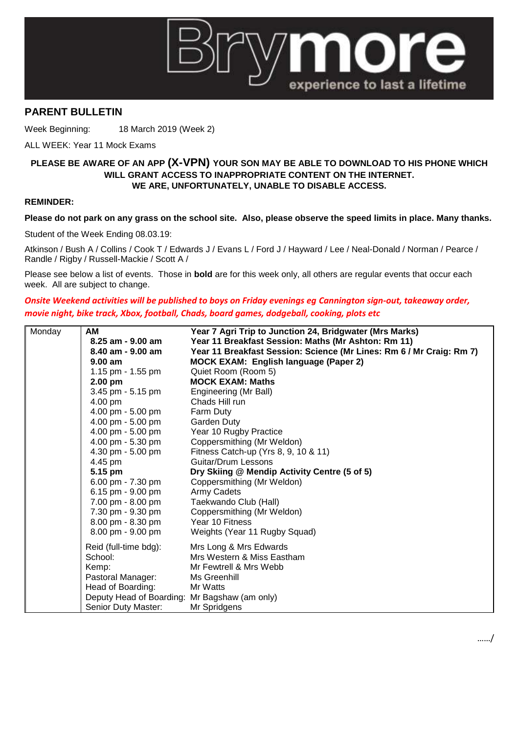# Brymore

experience to last a lifetime

## PARENT BULLETIN

Week Beginning: 18 March 2019 (Week 2)

ALL WEEK: Year 11 Mock Exams

**PLEASE BE AWARE OF AN APP (X-VPN) YOUR SON MAY BE ABLE TO DOWNLOAD TO HIS PHONE WHICH WILL GRANT ACCESS TO INAPPROPRIATE CONTENT ON THE INTERNET. WE ARE, UNFORTUNATELY, UNABLE TO DISABLE ACCESS.**

**REMINDER:**

**Please do not park on any grass on the school site. Also, please observe the speed limits in place. Many thanks.**

Student of the Week Ending 08.03.19:

Atkinson / Bush A / Collins / Cook T / Edwards J / Evans L / Ford J / Hayward / Lee / Neal-Donald / Norman / Pearce / Randle / Rigby / Russell-Mackie / Scott A /

Please see below a list of events. Those in **bold** are for this week only, all others are regular events that occur each week. All are subject to change.

***Onsite Weekend activities will be published to boys on Friday evenings eg Cannington sign-out, takeaway order, movie night, bike track, Xbox, football, Chads, board games, dodgeball, cooking, plots etc***

| | | |
|---|---|---|
| Monday | **AM** | **Year 7 Agri Trip to Junction 24, Bridgwater (Mrs Marks)** |
| | **8.25 am - 9.00 am** | **Year 11 Breakfast Session: Maths (Mr Ashton: Rm 11)** |
| | **8.40 am - 9.00 am** | **Year 11 Breakfast Session: Science (Mr Lines: Rm 6 / Mr Craig: Rm 7)** |
| | **9.00 am** | **MOCK EXAM: English language (Paper 2)** |
| | 1.15 pm - 1.55 pm | Quiet Room (Room 5) |
| | **2.00 pm** | **MOCK EXAM: Maths** |
| | 3.45 pm - 5.15 pm | Engineering (Mr Ball) |
| | 4.00 pm | Chads Hill run |
| | 4.00 pm - 5.00 pm | Farm Duty |
| | 4.00 pm - 5.00 pm | Garden Duty |
| | 4.00 pm - 5.00 pm | Year 10 Rugby Practice |
| | 4.00 pm - 5.30 pm | Coppersmithing (Mr Weldon) |
| | 4.30 pm - 5.00 pm | Fitness Catch-up (Yrs 8, 9, 10 & 11) |
| | 4.45 pm | Guitar/Drum Lessons |
| | **5.15 pm** | **Dry Skiing @ Mendip Activity Centre (5 of 5)** |
| | 6.00 pm - 7.30 pm | Coppersmithing (Mr Weldon) |
| | 6.15 pm - 9.00 pm | Army Cadets |
| | 7.00 pm - 8.00 pm | Taekwondo Club (Hall) |
| | 7.30 pm - 9.30 pm | Coppersmithing (Mr Weldon) |
| | 8.00 pm - 8.30 pm | Year 10 Fitness |
| | 8.00 pm - 9.00 pm | Weights (Year 11 Rugby Squad) |
| | Reid (full-time bdg): | Mrs Long & Mrs Edwards |
| | School: | Mrs Western & Miss Eastham |
| | Kemp: | Mr Fewtrell & Mrs Webb |
| | Pastoral Manager: | Ms Greenhill |
| | Head of Boarding: | Mr Watts |
| | Deputy Head of Boarding: | Mr Bagshaw (am only) |
| | Senior Duty Master: | Mr Spridgens |

……/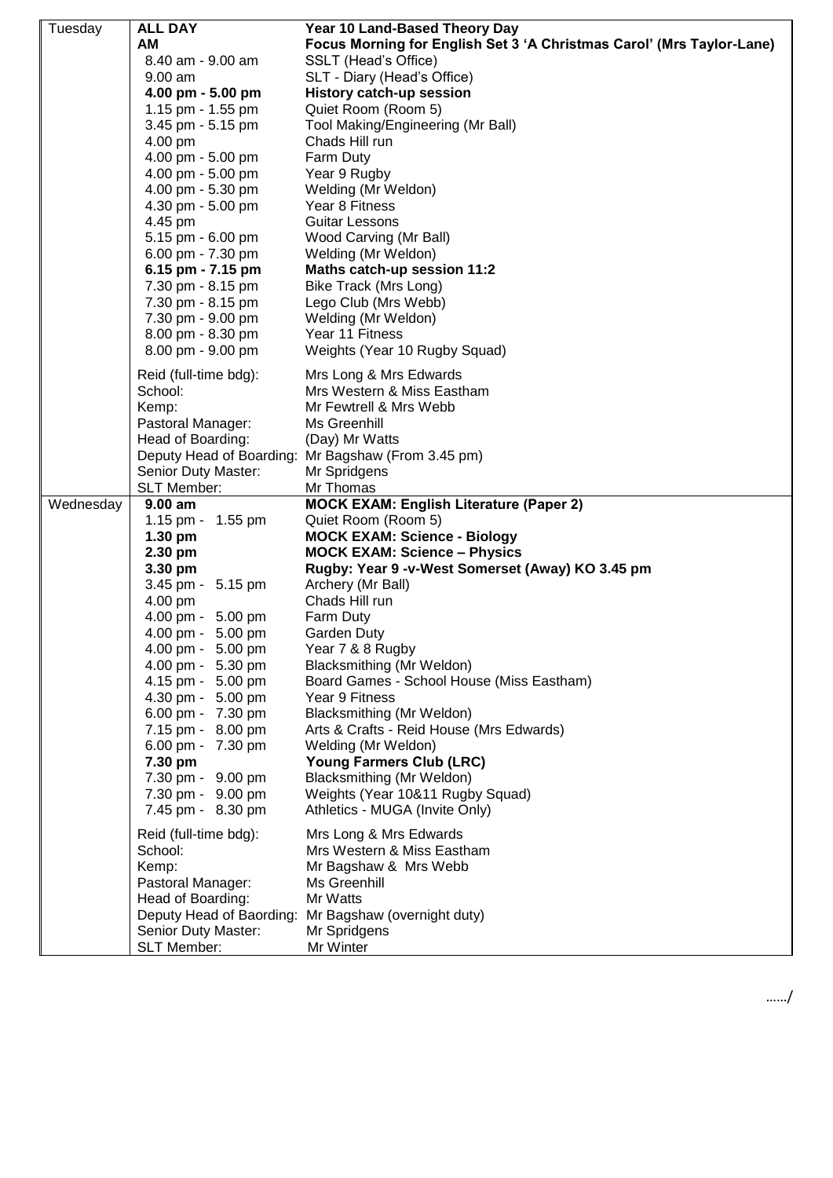| | | |
|---|---|---|
| Tuesday | **ALL DAY** | **Year 10 Land-Based Theory Day** |
| | **AM** | **Focus Morning for English Set 3 'A Christmas Carol' (Mrs Taylor-Lane)** |
| | 8.40 am - 9.00 am | SSLT (Head's Office) |
| | 9.00 am | SLT - Diary (Head's Office) |
| | **4.00 pm - 5.00 pm** | **History catch-up session** |
| | 1.15 pm - 1.55 pm | Quiet Room (Room 5) |
| | 3.45 pm - 5.15 pm | Tool Making/Engineering (Mr Ball) |
| | 4.00 pm | Chads Hill run |
| | 4.00 pm - 5.00 pm | Farm Duty |
| | 4.00 pm - 5.00 pm | Year 9 Rugby |
| | 4.00 pm - 5.30 pm | Welding (Mr Weldon) |
| | 4.30 pm - 5.00 pm | Year 8 Fitness |
| | 4.45 pm | Guitar Lessons |
| | 5.15 pm - 6.00 pm | Wood Carving (Mr Ball) |
| | 6.00 pm - 7.30 pm | Welding (Mr Weldon) |
| | **6.15 pm - 7.15 pm** | **Maths catch-up session 11:2** |
| | 7.30 pm - 8.15 pm | Bike Track (Mrs Long) |
| | 7.30 pm - 8.15 pm | Lego Club (Mrs Webb) |
| | 7.30 pm - 9.00 pm | Welding (Mr Weldon) |
| | 8.00 pm - 8.30 pm | Year 11 Fitness |
| | 8.00 pm - 9.00 pm | Weights (Year 10 Rugby Squad) |
| | Reid (full-time bdg): | Mrs Long & Mrs Edwards |
| | School: | Mrs Western & Miss Eastham |
| | Kemp: | Mr Fewtrell & Mrs Webb |
| | Pastoral Manager: | Ms Greenhill |
| | Head of Boarding: | (Day) Mr Watts |
| | Deputy Head of Boarding: | Mr Bagshaw (From 3.45 pm) |
| | Senior Duty Master: | Mr Spridgens |
| | SLT Member: | Mr Thomas |
| Wednesday | **9.00 am** | **MOCK EXAM: English Literature (Paper 2)** |
| | 1.15 pm - 1.55 pm | Quiet Room (Room 5) |
| | **1.30 pm** | **MOCK EXAM: Science - Biology** |
| | **2.30 pm** | **MOCK EXAM: Science – Physics** |
| | **3.30 pm** | **Rugby: Year 9 -v-West Somerset (Away) KO 3.45 pm** |
| | 3.45 pm - 5.15 pm | Archery (Mr Ball) |
| | 4.00 pm | Chads Hill run |
| | 4.00 pm - 5.00 pm | Farm Duty |
| | 4.00 pm - 5.00 pm | Garden Duty |
| | 4.00 pm - 5.00 pm | Year 7 & 8 Rugby |
| | 4.00 pm - 5.30 pm | Blacksmithing (Mr Weldon) |
| | 4.15 pm - 5.00 pm | Board Games - School House (Miss Eastham) |
| | 4.30 pm - 5.00 pm | Year 9 Fitness |
| | 6.00 pm - 7.30 pm | Blacksmithing (Mr Weldon) |
| | 7.15 pm - 8.00 pm | Arts & Crafts - Reid House (Mrs Edwards) |
| | 6.00 pm - 7.30 pm | Welding (Mr Weldon) |
| | **7.30 pm** | **Young Farmers Club (LRC)** |
| | 7.30 pm - 9.00 pm | Blacksmithing (Mr Weldon) |
| | 7.30 pm - 9.00 pm | Weights (Year 10&11 Rugby Squad) |
| | 7.45 pm - 8.30 pm | Athletics - MUGA (Invite Only) |
| | Reid (full-time bdg): | Mrs Long & Mrs Edwards |
| | School: | Mrs Western & Miss Eastham |
| | Kemp: | Mr Bagshaw & Mrs Webb |
| | Pastoral Manager: | Ms Greenhill |
| | Head of Boarding: | Mr Watts |
| | Deputy Head of Baording: | Mr Bagshaw (overnight duty) |
| | Senior Duty Master: | Mr Spridgens |
| | SLT Member: | Mr Winter |

……/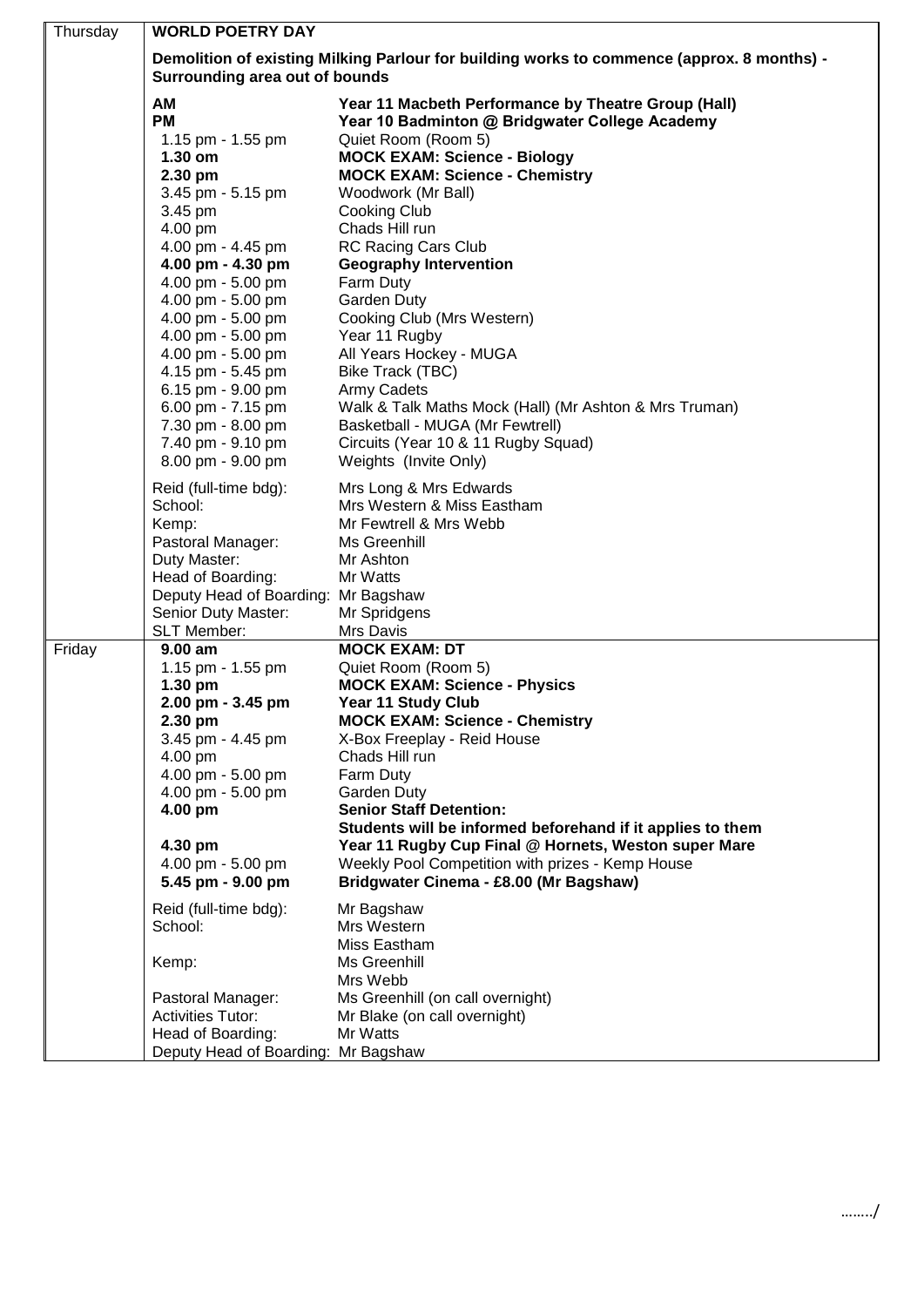| | | |
|---|---|---|
| Thursday | **WORLD POETRY DAY** | |
| | **Demolition of existing Milking Parlour for building works to commence (approx. 8 months) - Surrounding area out of bounds** | |
| | **AM** | **Year 11 Macbeth Performance by Theatre Group (Hall)** |
| | **PM** | **Year 10 Badminton @ Bridgwater College Academy** |
| | 1.15 pm - 1.55 pm | Quiet Room (Room 5) |
| | **1.30 om** | **MOCK EXAM: Science - Biology** |
| | **2.30 pm** | **MOCK EXAM: Science - Chemistry** |
| | 3.45 pm - 5.15 pm | Woodwork (Mr Ball) |
| | 3.45 pm | Cooking Club |
| | 4.00 pm | Chads Hill run |
| | 4.00 pm - 4.45 pm | RC Racing Cars Club |
| | **4.00 pm - 4.30 pm** | **Geography Intervention** |
| | 4.00 pm - 5.00 pm | Farm Duty |
| | 4.00 pm - 5.00 pm | Garden Duty |
| | 4.00 pm - 5.00 pm | Cooking Club (Mrs Western) |
| | 4.00 pm - 5.00 pm | Year 11 Rugby |
| | 4.00 pm - 5.00 pm | All Years Hockey - MUGA |
| | 4.15 pm - 5.45 pm | Bike Track (TBC) |
| | 6.15 pm - 9.00 pm | Army Cadets |
| | 6.00 pm - 7.15 pm | Walk & Talk Maths Mock (Hall) (Mr Ashton & Mrs Truman) |
| | 7.30 pm - 8.00 pm | Basketball - MUGA (Mr Fewtrell) |
| | 7.40 pm - 9.10 pm | Circuits (Year 10 & 11 Rugby Squad) |
| | 8.00 pm - 9.00 pm | Weights (Invite Only) |
| | Reid (full-time bdg): | Mrs Long & Mrs Edwards |
| | School: | Mrs Western & Miss Eastham |
| | Kemp: | Mr Fewtrell & Mrs Webb |
| | Pastoral Manager: | Ms Greenhill |
| | Duty Master: | Mr Ashton |
| | Head of Boarding: | Mr Watts |
| | Deputy Head of Boarding: | Mr Bagshaw |
| | Senior Duty Master: | Mr Spridgens |
| | SLT Member: | Mrs Davis |
| Friday | **9.00 am** | **MOCK EXAM: DT** |
| | 1.15 pm - 1.55 pm | Quiet Room (Room 5) |
| | **1.30 pm** | **MOCK EXAM: Science - Physics** |
| | **2.00 pm - 3.45 pm** | **Year 11 Study Club** |
| | **2.30 pm** | **MOCK EXAM: Science - Chemistry** |
| | 3.45 pm - 4.45 pm | X-Box Freeplay - Reid House |
| | 4.00 pm | Chads Hill run |
| | 4.00 pm - 5.00 pm | Farm Duty |
| | 4.00 pm - 5.00 pm | Garden Duty |
| | **4.00 pm** | **Senior Staff Detention: Students will be informed beforehand if it applies to them** |
| | **4.30 pm** | **Year 11 Rugby Cup Final @ Hornets, Weston super Mare** |
| | 4.00 pm - 5.00 pm | Weekly Pool Competition with prizes - Kemp House |
| | **5.45 pm - 9.00 pm** | **Bridgwater Cinema - £8.00 (Mr Bagshaw)** |
| | Reid (full-time bdg): | Mr Bagshaw |
| | School: | Mrs Western<br>Miss Eastham |
| | Kemp: | Ms Greenhill<br>Mrs Webb |
| | Pastoral Manager: | Ms Greenhill (on call overnight) |
| | Activities Tutor: | Mr Blake (on call overnight) |
| | Head of Boarding: | Mr Watts |
| | Deputy Head of Boarding: | Mr Bagshaw |

……../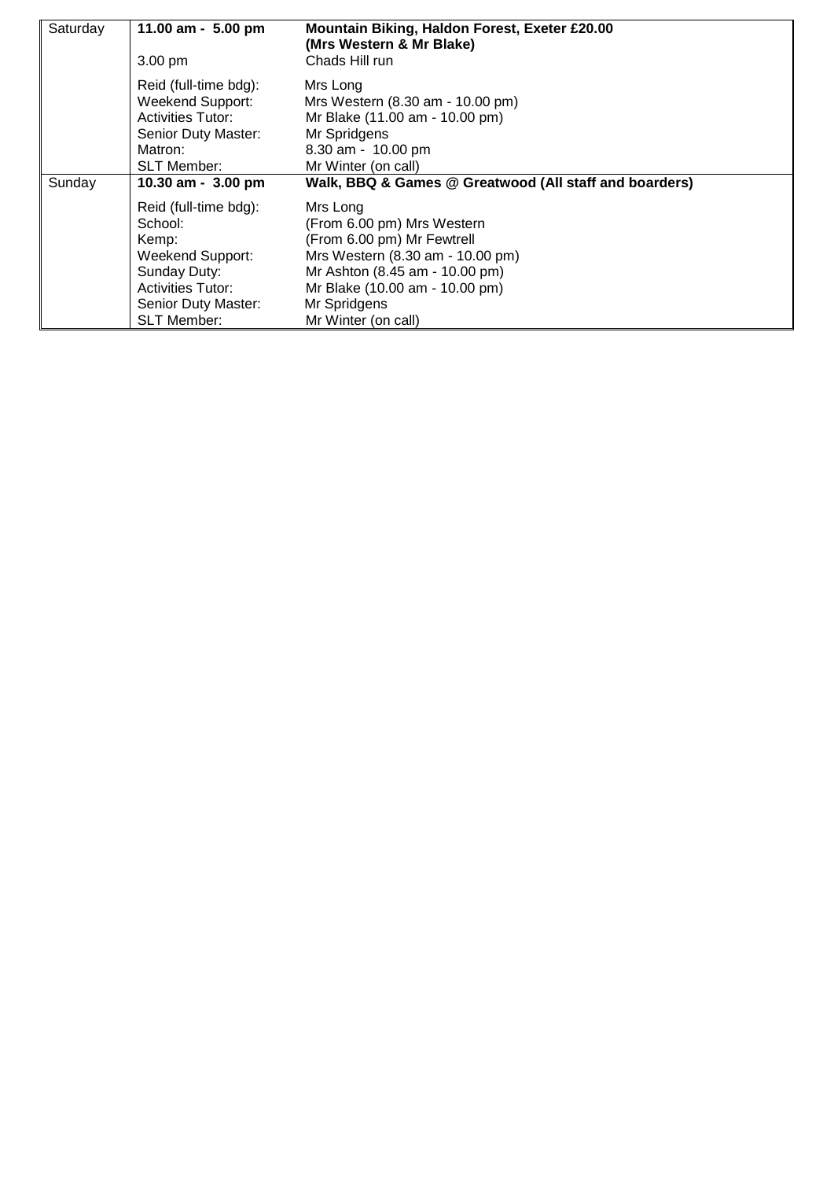| | | |
|---|---|---|
| Saturday | **11.00 am - 5.00 pm** | **Mountain Biking, Haldon Forest, Exeter £20.00 (Mrs Western & Mr Blake)** |
| | 3.00 pm | Chads Hill run |
| | Reid (full-time bdg): | Mrs Long |
| | Weekend Support: | Mrs Western (8.30 am - 10.00 pm) |
| | Activities Tutor: | Mr Blake (11.00 am - 10.00 pm) |
| | Senior Duty Master: | Mr Spridgens |
| | Matron: | 8.30 am - 10.00 pm |
| | SLT Member: | Mr Winter (on call) |
| Sunday | **10.30 am - 3.00 pm** | **Walk, BBQ & Games @ Greatwood (All staff and boarders)** |
| | Reid (full-time bdg): | Mrs Long |
| | School: | (From 6.00 pm) Mrs Western |
| | Kemp: | (From 6.00 pm) Mr Fewtrell |
| | Weekend Support: | Mrs Western (8.30 am - 10.00 pm) |
| | Sunday Duty: | Mr Ashton (8.45 am - 10.00 pm) |
| | Activities Tutor: | Mr Blake (10.00 am - 10.00 pm) |
| | Senior Duty Master: | Mr Spridgens |
| | SLT Member: | Mr Winter (on call) |